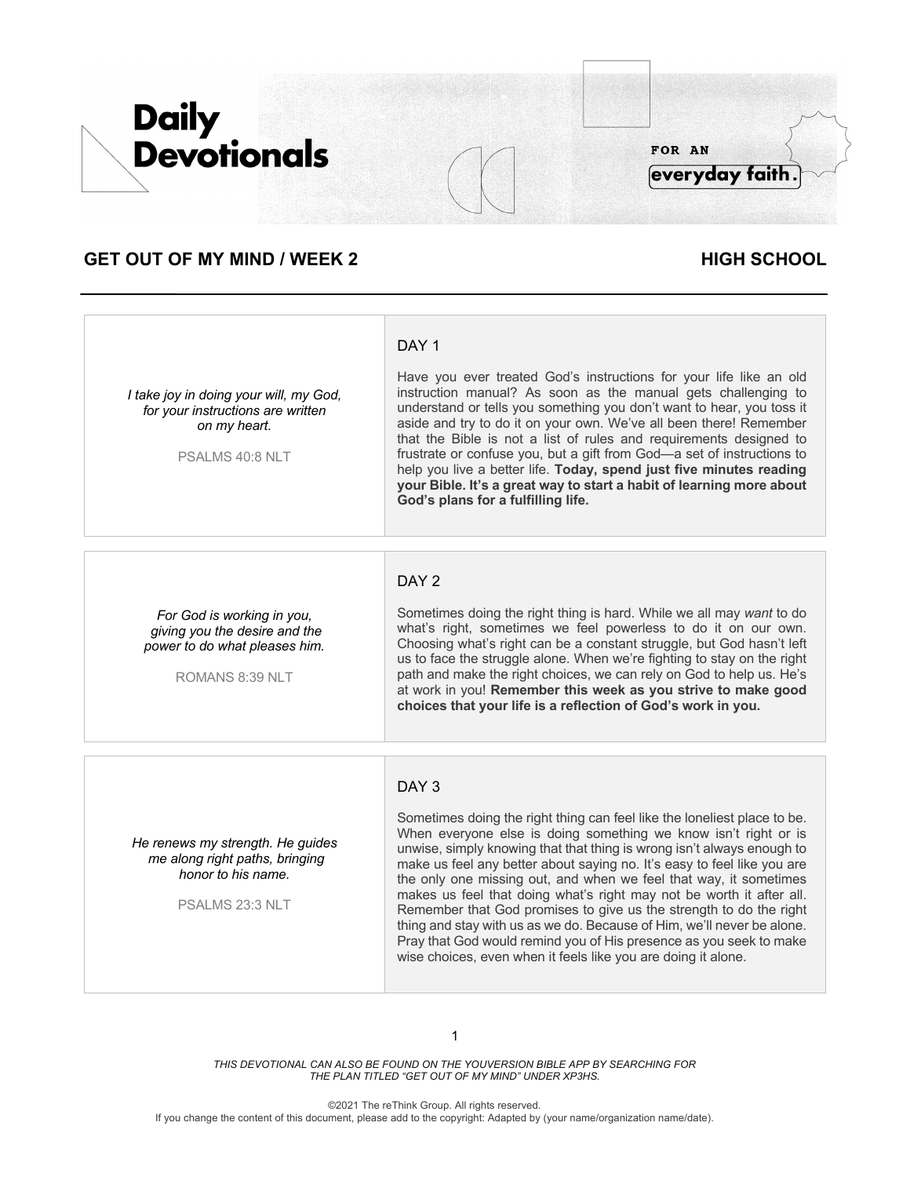# Daily Devotionals

FOR AN **everyday faith.**

## GET OUT OF MY MIND / WEEK 2

## HIGH SCHOOL

*I take joy in doing your will, my God, for your instructions are written on my heart.*

PSALMS 40:8 NLT

### DAY 1

Have you ever treated God's instructions for your life like an old instruction manual? As soon as the manual gets challenging to understand or tells you something you don't want to hear, you toss it aside and try to do it on your own. We've all been there! Remember that the Bible is not a list of rules and requirements designed to frustrate or confuse you, but a gift from God—a set of instructions to help you live a better life. **Today, spend just five minutes reading your Bible. It's a great way to start a habit of learning more about God's plans for a fulfilling life.**

*For God is working in you, giving you the desire and the power to do what pleases him.*

ROMANS 8:39 NLT

### DAY 2

Sometimes doing the right thing is hard. While we all may *want* to do what's right, sometimes we feel powerless to do it on our own. Choosing what's right can be a constant struggle, but God hasn't left us to face the struggle alone. When we're fighting to stay on the right path and make the right choices, we can rely on God to help us. He's at work in you! **Remember this week as you strive to make good choices that your life is a reflection of God's work in you.**

*He renews my strength. He guides me along right paths, bringing honor to his name.*

PSALMS 23:3 NLT

### DAY 3

Sometimes doing the right thing can feel like the loneliest place to be. When everyone else is doing something we know isn't right or is unwise, simply knowing that that thing is wrong isn't always enough to make us feel any better about saying no. It's easy to feel like you are the only one missing out, and when we feel that way, it sometimes makes us feel that doing what's right may not be worth it after all. Remember that God promises to give us the strength to do the right thing and stay with us as we do. Because of Him, we'll never be alone. Pray that God would remind you of His presence as you seek to make wise choices, even when it feels like you are doing it alone.

*THIS DEVOTIONAL CAN ALSO BE FOUND ON THE YOUVERSION BIBLE APP BY SEARCHING FOR THE PLAN TITLED "GET OUT OF MY MIND" UNDER XP3HS.*

©2021 The reThink Group. All rights reserved.
If you change the content of this document, please add to the copyright: Adapted by (your name/organization name/date).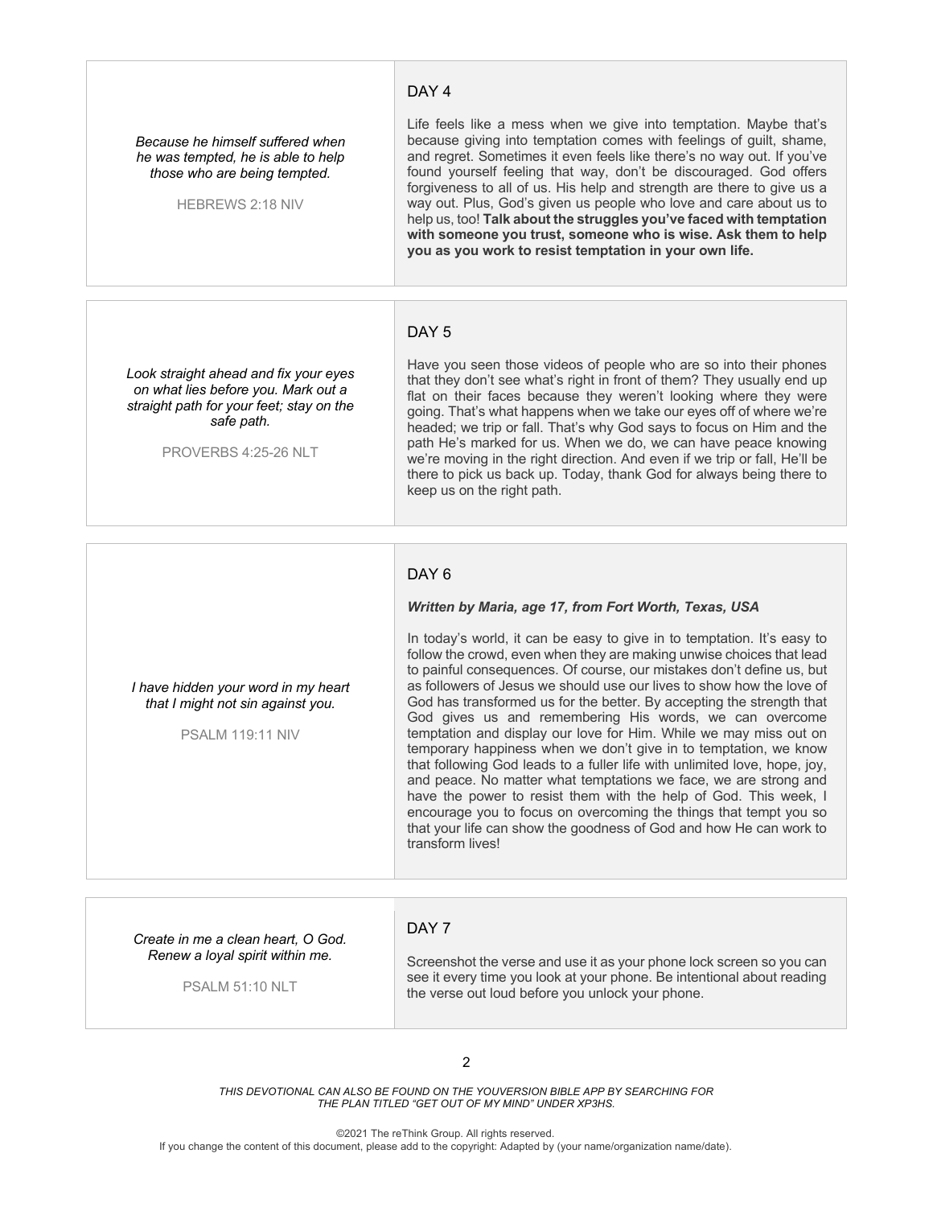*Because he himself suffered when he was tempted, he is able to help those who are being tempted.*

HEBREWS 2:18 NIV

## DAY 4

Life feels like a mess when we give into temptation. Maybe that's because giving into temptation comes with feelings of guilt, shame, and regret. Sometimes it even feels like there's no way out. If you've found yourself feeling that way, don't be discouraged. God offers forgiveness to all of us. His help and strength are there to give us a way out. Plus, God's given us people who love and care about us to help us, too! **Talk about the struggles you've faced with temptation with someone you trust, someone who is wise. Ask them to help you as you work to resist temptation in your own life.**

*Look straight ahead and fix your eyes on what lies before you. Mark out a straight path for your feet; stay on the safe path.*

PROVERBS 4:25-26 NLT

## DAY 5

Have you seen those videos of people who are so into their phones that they don't see what's right in front of them? They usually end up flat on their faces because they weren't looking where they were going. That's what happens when we take our eyes off of where we're headed; we trip or fall. That's why God says to focus on Him and the path He's marked for us. When we do, we can have peace knowing we're moving in the right direction. And even if we trip or fall, He'll be there to pick us back up. Today, thank God for always being there to keep us on the right path.

*I have hidden your word in my heart that I might not sin against you.*

PSALM 119:11 NIV

## DAY 6

***Written by Maria, age 17, from Fort Worth, Texas, USA***

In today's world, it can be easy to give in to temptation. It's easy to follow the crowd, even when they are making unwise choices that lead to painful consequences. Of course, our mistakes don't define us, but as followers of Jesus we should use our lives to show how the love of God has transformed us for the better. By accepting the strength that God gives us and remembering His words, we can overcome temptation and display our love for Him. While we may miss out on temporary happiness when we don't give in to temptation, we know that following God leads to a fuller life with unlimited love, hope, joy, and peace. No matter what temptations we face, we are strong and have the power to resist them with the help of God. This week, I encourage you to focus on overcoming the things that tempt you so that your life can show the goodness of God and how He can work to transform lives!

*Create in me a clean heart, O God. Renew a loyal spirit within me.*

PSALM 51:10 NLT

## DAY 7

Screenshot the verse and use it as your phone lock screen so you can see it every time you look at your phone. Be intentional about reading the verse out loud before you unlock your phone.

*THIS DEVOTIONAL CAN ALSO BE FOUND ON THE YOUVERSION BIBLE APP BY SEARCHING FOR THE PLAN TITLED "GET OUT OF MY MIND" UNDER XP3HS.*

©2021 The reThink Group. All rights reserved.
If you change the content of this document, please add to the copyright: Adapted by (your name/organization name/date).